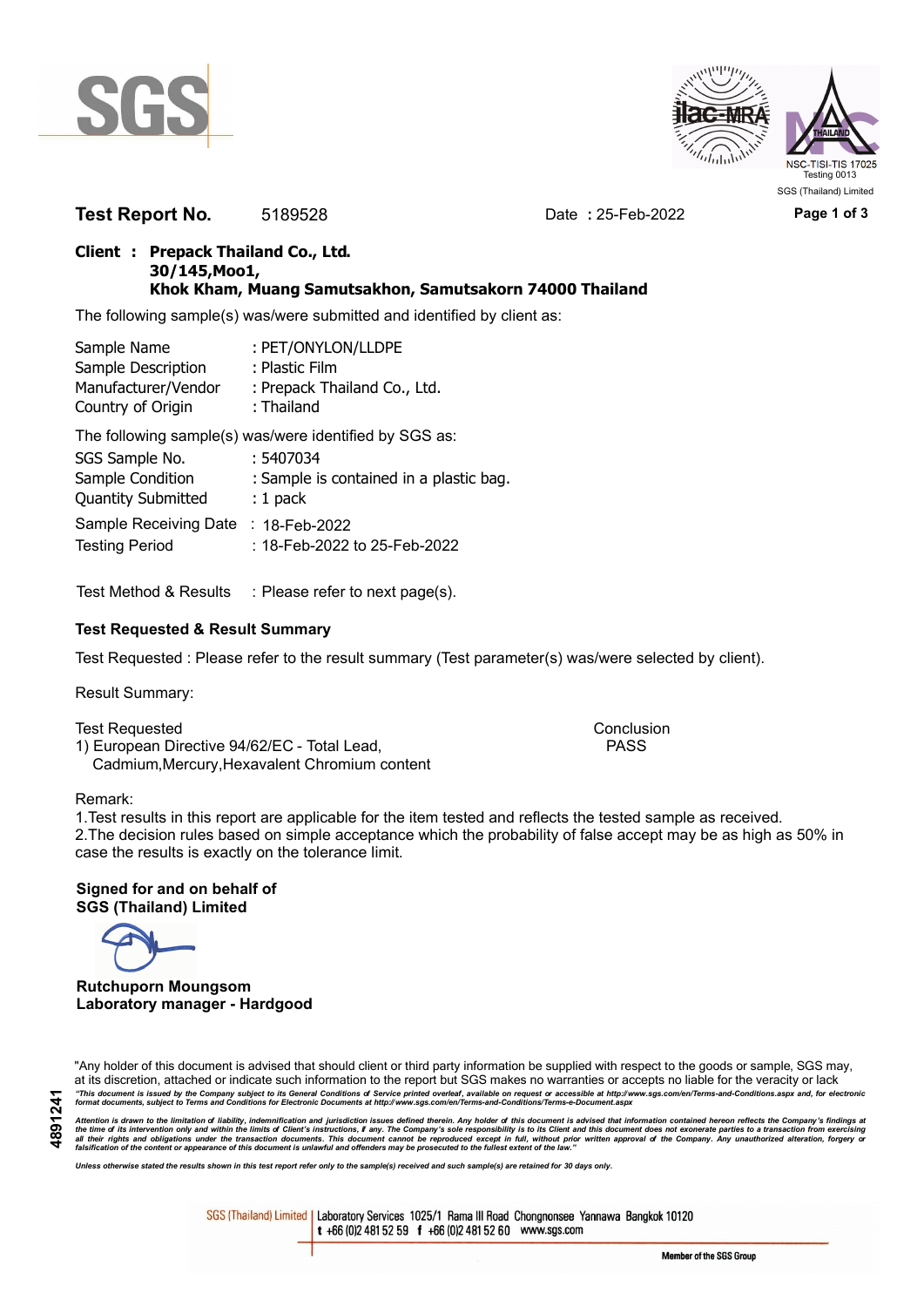**Test Report No.** 5189528 Date : 25-Feb-2022

**Client : Prepack Thailand Co., Ltd.**
**30/145,Moo1,**
**Khok Kham, Muang Samutsakhon, Samutsakorn 74000 Thailand**

The following sample(s) was/were submitted and identified by client as:

Sample Name : PET/ONYLON/LLDPE
Sample Description : Plastic Film
Manufacturer/Vendor : Prepack Thailand Co., Ltd.
Country of Origin : Thailand

The following sample(s) was/were identified by SGS as:

SGS Sample No. : 5407034
Sample Condition : Sample is contained in a plastic bag.
Quantity Submitted : 1 pack
Sample Receiving Date : 18-Feb-2022
Testing Period : 18-Feb-2022 to 25-Feb-2022

Test Method & Results : Please refer to next page(s).

### Test Requested & Result Summary

Test Requested : Please refer to the result summary (Test parameter(s) was/were selected by client).

Result Summary:

| Test Requested | Conclusion |
|---|---|
| 1) European Directive 94/62/EC - Total Lead, Cadmium,Mercury,Hexavalent Chromium content | PASS |

Remark:
1.Test results in this report are applicable for the item tested and reflects the tested sample as received.
2.The decision rules based on simple acceptance which the probability of false accept may be as high as 50% in case the results is exactly on the tolerance limit.

**Signed for and on behalf of**
**SGS (Thailand) Limited**

**Rutchuporn Moungsom**
**Laboratory manager - Hardgood**

"Any holder of this document is advised that should client or third party information be supplied with respect to the goods or sample, SGS may, at its discretion, attached or indicate such information to the report but SGS makes no warranties or accepts no liable for the veracity or lack

*"This document is issued by the Company subject to its General Conditions of Service printed overleaf, available on request or accessible at http://www.sgs.com/en/Terms-and-Conditions.aspx and, for electronic format documents, subject to Terms and Conditions for Electronic Documents at http://www.sgs.com/en/Terms-and-Conditions/Terms-e-Document.aspx*

*Attention is drawn to the limitation of liability, indemnification and jurisdiction issues defined therein. Any holder of this document is advised that information contained hereon reflects the Company's findings at the time of its intervention only and within the limits of Client's instructions, if any. The Company's sole responsibility is to its Client and this document does not exonerate parties to a transaction from exercising all their rights and obligations under the transaction documents. This document cannot be reproduced except in full, without prior written approval of the Company. Any unauthorized alteration, forgery or falsification of the content or appearance of this document is unlawful and offenders may be prosecuted to the fullest extent of the law."*

*Unless otherwise stated the results shown in this test report refer only to the sample(s) received and such sample(s) are retained for 30 days only.*

4891241

SGS (Thailand) Limited | Laboratory Services 1025/1 Rama III Road Chongnonsee Yannawa Bangkok 10120
t +66 (0)2 481 52 59 f +66 (0)2 481 52 60 www.sgs.com

Member of the SGS Group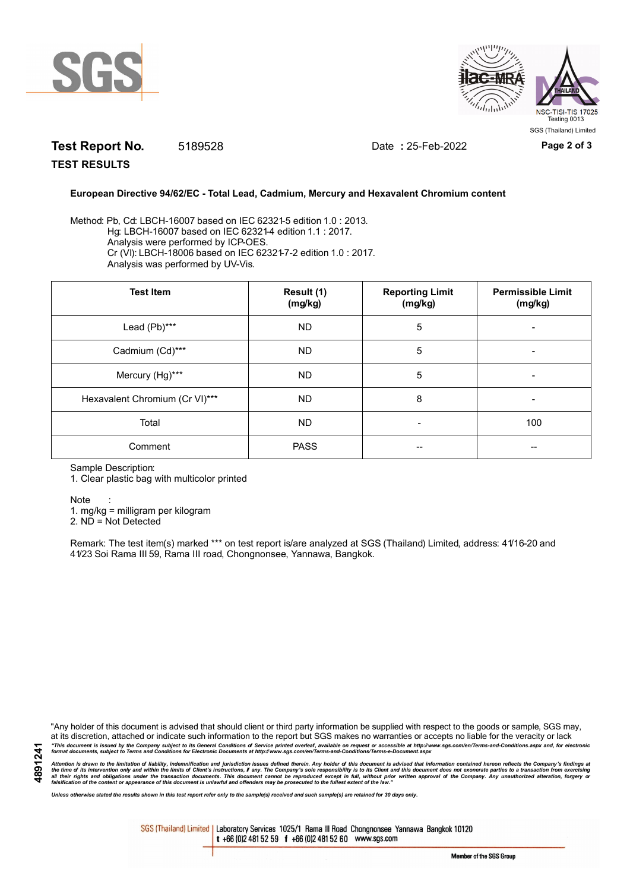**Test Report No.** 5189528 Date **:** 25-Feb-2022

**TEST RESULTS**

**European Directive 94/62/EC - Total Lead, Cadmium, Mercury and Hexavalent Chromium content**

Method: Pb, Cd: LBCH-16007 based on IEC 62321-5 edition 1.0 : 2013.
Hg: LBCH-16007 based on IEC 62321-4 edition 1.1 : 2017.
Analysis were performed by ICP-OES.
Cr (VI): LBCH-18006 based on IEC 62321-7-2 edition 1.0 : 2017.
Analysis was performed by UV-Vis.

| Test Item | Result (1) (mg/kg) | Reporting Limit (mg/kg) | Permissible Limit (mg/kg) |
|---|---|---|---|
| Lead (Pb)*** | ND | 5 | - |
| Cadmium (Cd)*** | ND | 5 | - |
| Mercury (Hg)*** | ND | 5 | - |
| Hexavalent Chromium (Cr VI)*** | ND | 8 | - |
| Total | ND | - | 100 |
| Comment | PASS | -- | -- |

Sample Description:
1. Clear plastic bag with multicolor printed

Note :
1. mg/kg = milligram per kilogram
2. ND = Not Detected

Remark: The test item(s) marked *** on test report is/are analyzed at SGS (Thailand) Limited, address: 41/16-20 and 41/23 Soi Rama III 59, Rama III road, Chongnonsee, Yannawa, Bangkok.

"Any holder of this document is advised that should client or third party information be supplied with respect to the goods or sample, SGS may, at its discretion, attached or indicate such information to the report but SGS makes no warranties or accepts no liable for the veracity or lack

*"This document is issued by the Company subject to its General Conditions of Service printed overleaf, available on request or accessible at http://www.sgs.com/en/Terms-and-Conditions.aspx and, for electronic format documents, subject to Terms and Conditions for Electronic Documents at http://www.sgs.com/en/Terms-and-Conditions/Terms-e-Document.aspx*

*Attention is drawn to the limitation of liability, indemnification and jurisdiction issues defined therein. Any holder of this document is advised that information contained hereon reflects the Company's findings at the time of its intervention only and within the limits of Client's instructions, if any. The Company's sole responsibility is to its Client and this document does not exonerate parties to a transaction from exercising all their rights and obligations under the transaction documents. This document cannot be reproduced except in full, without prior written approval of the Company. Any unauthorized alteration, forgery or falsification of the content or appearance of this document is unlawful and offenders may be prosecuted to the fullest extent of the law."*

*Unless otherwise stated the results shown in this test report refer only to the sample(s) received and such sample(s) are retained for 30 days only.*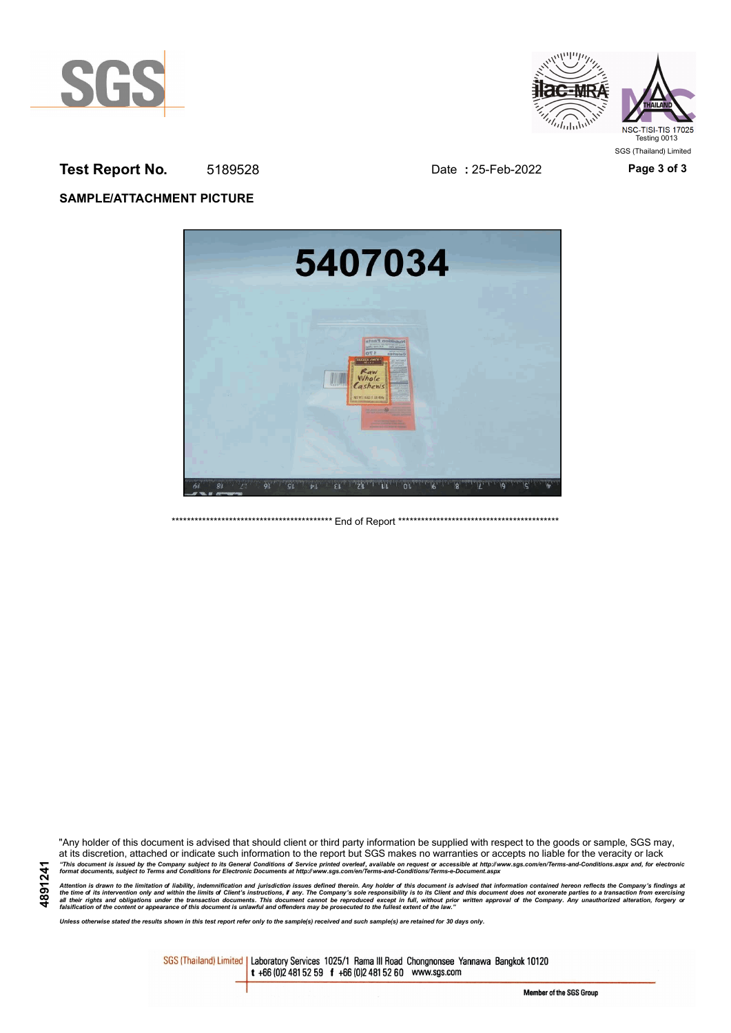**Test Report No.** 5189528 Date : 25-Feb-2022

**SAMPLE/ATTACHMENT PICTURE**

5407034

******************************************** End of Report ********************************************

"Any holder of this document is advised that should client or third party information be supplied with respect to the goods or sample, SGS may, at its discretion, attached or indicate such information to the report but SGS makes no warranties or accepts no liable for the veracity or lack

*"This document is issued by the Company subject to its General Conditions of Service printed overleaf, available on request or accessible at http://www.sgs.com/en/Terms-and-Conditions.aspx and, for electronic format documents, subject to Terms and Conditions for Electronic Documents at http://www.sgs.com/en/Terms-and-Conditions/Terms-e-Document.aspx*

*Attention is drawn to the limitation of liability, indemnification and jurisdiction issues defined therein. Any holder of this document is advised that information contained hereon reflects the Company's findings at the time of its intervention only and within the limits of Client's instructions, if any. The Company's sole responsibility is to its Client and this document does not exonerate parties to a transaction from exercising all their rights and obligations under the transaction documents. This document cannot be reproduced except in full, without prior written approval of the Company. Any unauthorized alteration, forgery or falsification of the content or appearance of this document is unlawful and offenders may be prosecuted to the fullest extent of the law."*

*Unless otherwise stated the results shown in this test report refer only to the sample(s) received and such sample(s) are retained for 30 days only.*

4891241

SGS (Thailand) Limited | Laboratory Services 1025/1 Rama III Road Chongnonsee Yannawa Bangkok 10120
t +66 (0)2 481 52 59 f +66 (0)2 481 52 60 www.sgs.com

Member of the SGS Group